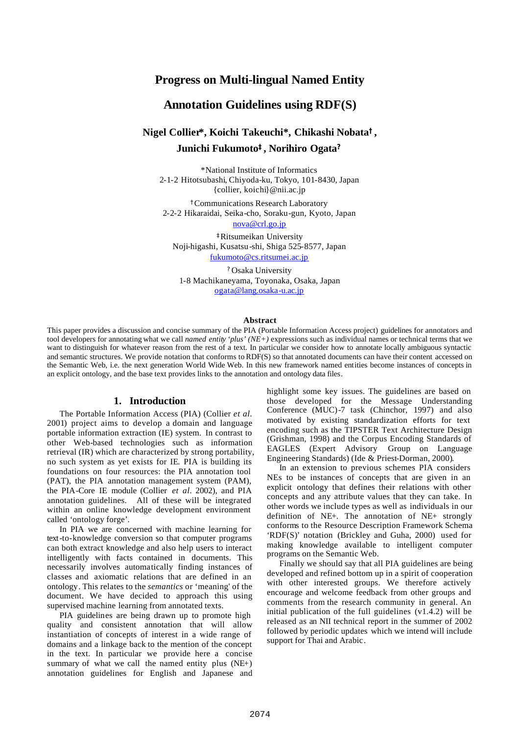# Progress on Multi-lingual Named Entity Annotation Guidelines using RDF(S)

**Nigel Collier*, Koichi Takeuchi*, Chikashi Nobata†, Junichi Fukumoto‡, Norihiro Ogata?**

*National Institute of Informatics
2-1-2 Hitotsubashi, Chiyoda-ku, Tokyo, 101-8430, Japan
{collier, koichi}@nii.ac.jp

†Communications Research Laboratory
2-2-2 Hikaraidai, Seika-cho, Soraku-gun, Kyoto, Japan
nova@crl.go.jp

‡Ritsumeikan University
Noji-higashi, Kusatsu-shi, Shiga 525-8577, Japan
fukumoto@cs.ritsumei.ac.jp

? Osaka University
1-8 Machikaneyama, Toyonaka, Osaka, Japan
ogata@lang.osaka-u.ac.jp

## Abstract

This paper provides a discussion and concise summary of the PIA (Portable Information Access project) guidelines for annotators and tool developers for annotating what we call *named entity 'plus' (NE+)* expressions such as individual names or technical terms that we want to distinguish for whatever reason from the rest of a text. In particular we consider how to annotate locally ambiguous syntactic and semantic structures. We provide notation that conforms to RDF(S) so that annotated documents can have their content accessed on the Semantic Web, i.e. the next generation World Wide Web. In this new framework named entities become instances of concepts in an explicit ontology, and the base text provides links to the annotation and ontology data files.

## 1. Introduction

The Portable Information Access (PIA) (Collier *et al*. 2001) project aims to develop a domain and language portable information extraction (IE) system. In contrast to other Web-based technologies such as information retrieval (IR) which are characterized by strong portability, no such system as yet exists for IE. PIA is building its foundations on four resources: the PIA annotation tool (PAT), the PIA annotation management system (PAM), the PIA-Core IE module (Collier *et al*. 2002), and PIA annotation guidelines. All of these will be integrated within an online knowledge development environment called 'ontology forge'.

In PIA we are concerned with machine learning for text-to-knowledge conversion so that computer programs can both extract knowledge and also help users to interact intelligently with facts contained in documents. This necessarily involves automatically finding instances of classes and axiomatic relations that are defined in an ontology. This relates to the *semantics* or 'meaning' of the document. We have decided to approach this using supervised machine learning from annotated texts.

PIA guidelines are being drawn up to promote high quality and consistent annotation that will allow instantiation of concepts of interest in a wide range of domains and a linkage back to the mention of the concept in the text. In particular we provide here a concise summary of what we call the named entity plus (NE+) annotation guidelines for English and Japanese and highlight some key issues. The guidelines are based on those developed for the Message Understanding Conference (MUC)-7 task (Chinchor, 1997) and also motivated by existing standardization efforts for text encoding such as the TIPSTER Text Architecture Design (Grishman, 1998) and the Corpus Encoding Standards of EAGLES (Expert Advisory Group on Language Engineering Standards) (Ide & Priest-Dorman, 2000).

In an extension to previous schemes PIA considers NEs to be instances of concepts that are given in an explicit ontology that defines their relations with other concepts and any attribute values that they can take. In other words we include types as well as individuals in our definition of NE+. The annotation of NE+ strongly conforms to the Resource Description Framework Schema 'RDF(S)' notation (Brickley and Guha, 2000) used for making knowledge available to intelligent computer programs on the Semantic Web.

Finally we should say that all PIA guidelines are being developed and refined bottom up in a spirit of cooperation with other interested groups. We therefore actively encourage and welcome feedback from other groups and comments from the research community in general. An initial publication of the full guidelines (v1.4.2) will be released as an NII technical report in the summer of 2002 followed by periodic updates which we intend will include support for Thai and Arabic.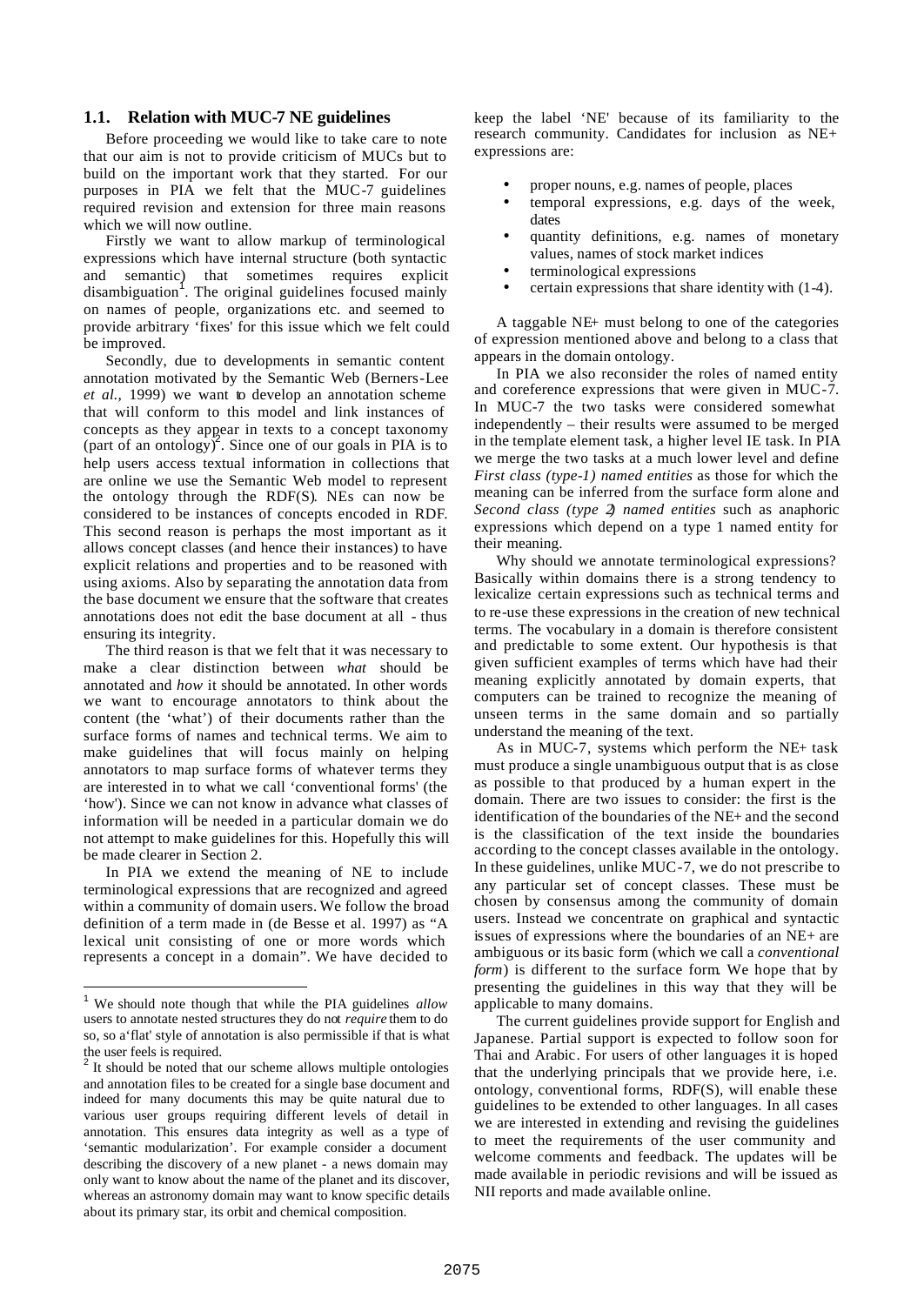### 1.1. Relation with MUC-7 NE guidelines

Before proceeding we would like to take care to note that our aim is not to provide criticism of MUCs but to build on the important work that they started. For our purposes in PIA we felt that the MUC-7 guidelines required revision and extension for three main reasons which we will now outline.

Firstly we want to allow markup of terminological expressions which have internal structure (both syntactic and semantic) that sometimes requires explicit disambiguation[1]. The original guidelines focused mainly on names of people, organizations etc. and seemed to provide arbitrary 'fixes' for this issue which we felt could be improved.

Secondly, due to developments in semantic content annotation motivated by the Semantic Web (Berners-Lee *et al.*, 1999) we want to develop an annotation scheme that will conform to this model and link instances of concepts as they appear in texts to a concept taxonomy (part of an ontology)[2]. Since one of our goals in PIA is to help users access textual information in collections that are online we use the Semantic Web model to represent the ontology through the RDF(S). NEs can now be considered to be instances of concepts encoded in RDF. This second reason is perhaps the most important as it allows concept classes (and hence their instances) to have explicit relations and properties and to be reasoned with using axioms. Also by separating the annotation data from the base document we ensure that the software that creates annotations does not edit the base document at all - thus ensuring its integrity.

The third reason is that we felt that it was necessary to make a clear distinction between *what* should be annotated and *how* it should be annotated. In other words we want to encourage annotators to think about the content (the 'what') of their documents rather than the surface forms of names and technical terms. We aim to make guidelines that will focus mainly on helping annotators to map surface forms of whatever terms they are interested in to what we call 'conventional forms' (the 'how'). Since we can not know in advance what classes of information will be needed in a particular domain we do not attempt to make guidelines for this. Hopefully this will be made clearer in Section 2.

In PIA we extend the meaning of NE to include terminological expressions that are recognized and agreed within a community of domain users. We follow the broad definition of a term made in (de Besse et al. 1997) as "A lexical unit consisting of one or more words which represents a concept in a domain". We have decided to keep the label 'NE' because of its familiarity to the research community. Candidates for inclusion as NE+ expressions are:

- proper nouns, e.g. names of people, places
- temporal expressions, e.g. days of the week, dates
- quantity definitions, e.g. names of monetary values, names of stock market indices
- terminological expressions
- certain expressions that share identity with (1-4).

A taggable NE+ must belong to one of the categories of expression mentioned above and belong to a class that appears in the domain ontology.

In PIA we also reconsider the roles of named entity and coreference expressions that were given in MUC-7. In MUC-7 the two tasks were considered somewhat independently – their results were assumed to be merged in the template element task, a higher level IE task. In PIA we merge the two tasks at a much lower level and define *First class (type-1) named entities* as those for which the meaning can be inferred from the surface form alone and *Second class (type 2) named entities* such as anaphoric expressions which depend on a type 1 named entity for their meaning.

Why should we annotate terminological expressions? Basically within domains there is a strong tendency to lexicalize certain expressions such as technical terms and to re-use these expressions in the creation of new technical terms. The vocabulary in a domain is therefore consistent and predictable to some extent. Our hypothesis is that given sufficient examples of terms which have had their meaning explicitly annotated by domain experts, that computers can be trained to recognize the meaning of unseen terms in the same domain and so partially understand the meaning of the text.

As in MUC-7, systems which perform the NE+ task must produce a single unambiguous output that is as close as possible to that produced by a human expert in the domain. There are two issues to consider: the first is the identification of the boundaries of the NE+ and the second is the classification of the text inside the boundaries according to the concept classes available in the ontology. In these guidelines, unlike MUC-7, we do not prescribe to any particular set of concept classes. These must be chosen by consensus among the community of domain users. Instead we concentrate on graphical and syntactic issues of expressions where the boundaries of an NE+ are ambiguous or its basic form (which we call a *conventional form*) is different to the surface form. We hope that by presenting the guidelines in this way that they will be applicable to many domains.

The current guidelines provide support for English and Japanese. Partial support is expected to follow soon for Thai and Arabic. For users of other languages it is hoped that the underlying principals that we provide here, i.e. ontology, conventional forms, RDF(S), will enable these guidelines to be extended to other languages. In all cases we are interested in extending and revising the guidelines to meet the requirements of the user community and welcome comments and feedback. The updates will be made available in periodic revisions and will be issued as NII reports and made available online.

---

[1] We should note though that while the PIA guidelines *allow* users to annotate nested structures they do not *require* them to do so, so a 'flat' style of annotation is also permissible if that is what the user feels is required.

[2] It should be noted that our scheme allows multiple ontologies and annotation files to be created for a single base document and indeed for many documents this may be quite natural due to various user groups requiring different levels of detail in annotation. This ensures data integrity as well as a type of 'semantic modularization'. For example consider a document describing the discovery of a new planet - a news domain may only want to know about the name of the planet and its discover, whereas an astronomy domain may want to know specific details about its primary star, its orbit and chemical composition.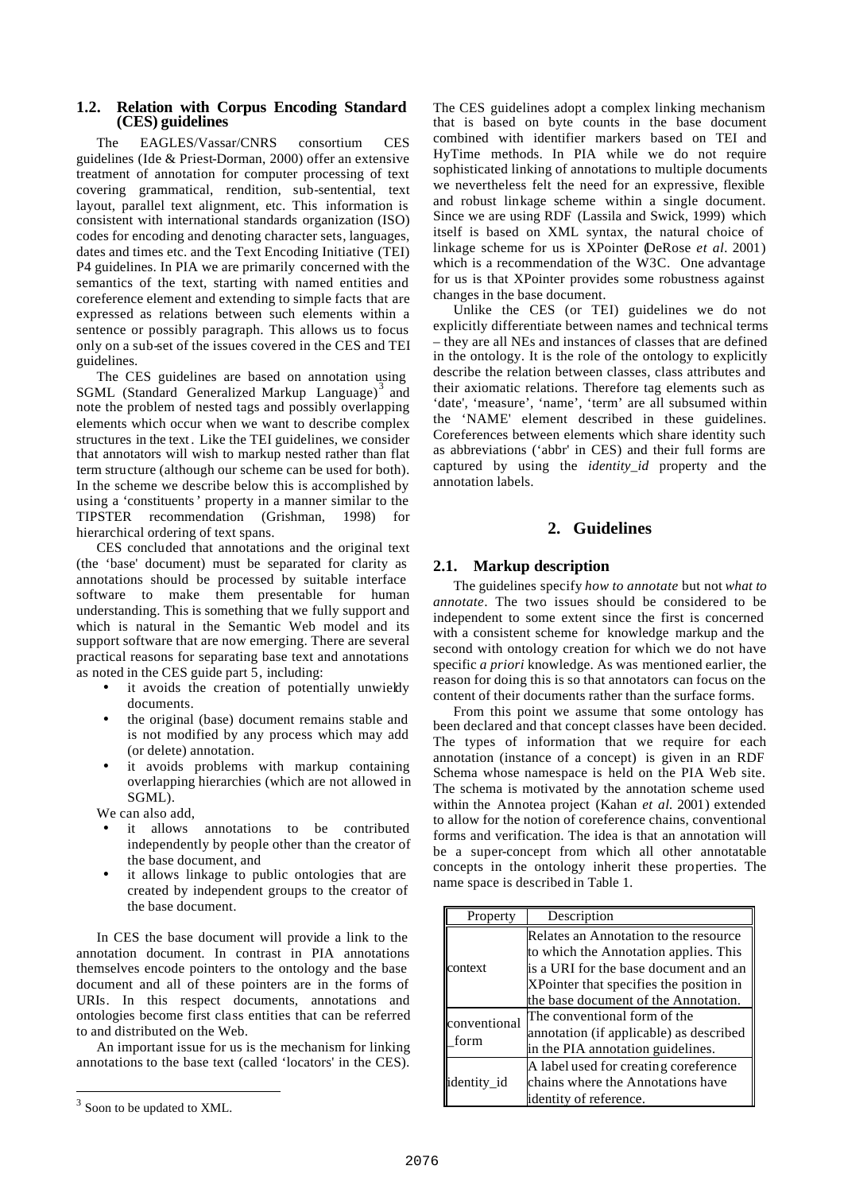### 1.2. Relation with Corpus Encoding Standard (CES) guidelines

The EAGLES/Vassar/CNRS consortium CES guidelines (Ide & Priest-Dorman, 2000) offer an extensive treatment of annotation for computer processing of text covering grammatical, rendition, sub-sentential, text layout, parallel text alignment, etc. This information is consistent with international standards organization (ISO) codes for encoding and denoting character sets, languages, dates and times etc. and the Text Encoding Initiative (TEI) P4 guidelines. In PIA we are primarily concerned with the semantics of the text, starting with named entities and coreference element and extending to simple facts that are expressed as relations between such elements within a sentence or possibly paragraph. This allows us to focus only on a sub-set of the issues covered in the CES and TEI guidelines.

The CES guidelines are based on annotation using SGML (Standard Generalized Markup Language)[3] and note the problem of nested tags and possibly overlapping elements which occur when we want to describe complex structures in the text. Like the TEI guidelines, we consider that annotators will wish to markup nested rather than flat term structure (although our scheme can be used for both). In the scheme we describe below this is accomplished by using a 'constituents' property in a manner similar to the TIPSTER recommendation (Grishman, 1998) for hierarchical ordering of text spans.

CES concluded that annotations and the original text (the 'base' document) must be separated for clarity as annotations should be processed by suitable interface software to make them presentable for human understanding. This is something that we fully support and which is natural in the Semantic Web model and its support software that are now emerging. There are several practical reasons for separating base text and annotations as noted in the CES guide part 5, including:

- it avoids the creation of potentially unwieldy documents.
- the original (base) document remains stable and is not modified by any process which may add (or delete) annotation.
- it avoids problems with markup containing overlapping hierarchies (which are not allowed in SGML).

We can also add,

- it allows annotations to be contributed independently by people other than the creator of the base document, and
- it allows linkage to public ontologies that are created by independent groups to the creator of the base document.

In CES the base document will provide a link to the annotation document. In contrast in PIA annotations themselves encode pointers to the ontology and the base document and all of these pointers are in the forms of URIs. In this respect documents, annotations and ontologies become first class entities that can be referred to and distributed on the Web.

An important issue for us is the mechanism for linking annotations to the base text (called 'locators' in the CES). The CES guidelines adopt a complex linking mechanism that is based on byte counts in the base document combined with identifier markers based on TEI and HyTime methods. In PIA while we do not require sophisticated linking of annotations to multiple documents we nevertheless felt the need for an expressive, flexible and robust linkage scheme within a single document. Since we are using RDF (Lassila and Swick, 1999) which itself is based on XML syntax, the natural choice of linkage scheme for us is XPointer (DeRose *et al.* 2001) which is a recommendation of the W3C. One advantage for us is that XPointer provides some robustness against changes in the base document.

Unlike the CES (or TEI) guidelines we do not explicitly differentiate between names and technical terms – they are all NEs and instances of classes that are defined in the ontology. It is the role of the ontology to explicitly describe the relation between classes, class attributes and their axiomatic relations. Therefore tag elements such as 'date', 'measure', 'name', 'term' are all subsumed within the 'NAME' element described in these guidelines. Coreferences between elements which share identity such as abbreviations ('abbr' in CES) and their full forms are captured by using the *identity_id* property and the annotation labels.

## 2. Guidelines

### 2.1. Markup description

The guidelines specify *how to annotate* but not *what to annotate*. The two issues should be considered to be independent to some extent since the first is concerned with a consistent scheme for knowledge markup and the second with ontology creation for which we do not have specific *a priori* knowledge. As was mentioned earlier, the reason for doing this is so that annotators can focus on the content of their documents rather than the surface forms.

From this point we assume that some ontology has been declared and that concept classes have been decided. The types of information that we require for each annotation (instance of a concept) is given in an RDF Schema whose namespace is held on the PIA Web site. The schema is motivated by the annotation scheme used within the Annotea project (Kahan *et al.* 2001) extended to allow for the notion of coreference chains, conventional forms and verification. The idea is that an annotation will be a super-concept from which all other annotatable concepts in the ontology inherit these properties. The name space is described in Table 1.

| Property | Description |
|---|---|
| context | Relates an Annotation to the resource to which the Annotation applies. This is a URI for the base document and an XPointer that specifies the position in the base document of the Annotation. |
| conventional_form | The conventional form of the annotation (if applicable) as described in the PIA annotation guidelines. |
| identity_id | A label used for creating coreference chains where the Annotations have identity of reference. |

[3] Soon to be updated to XML.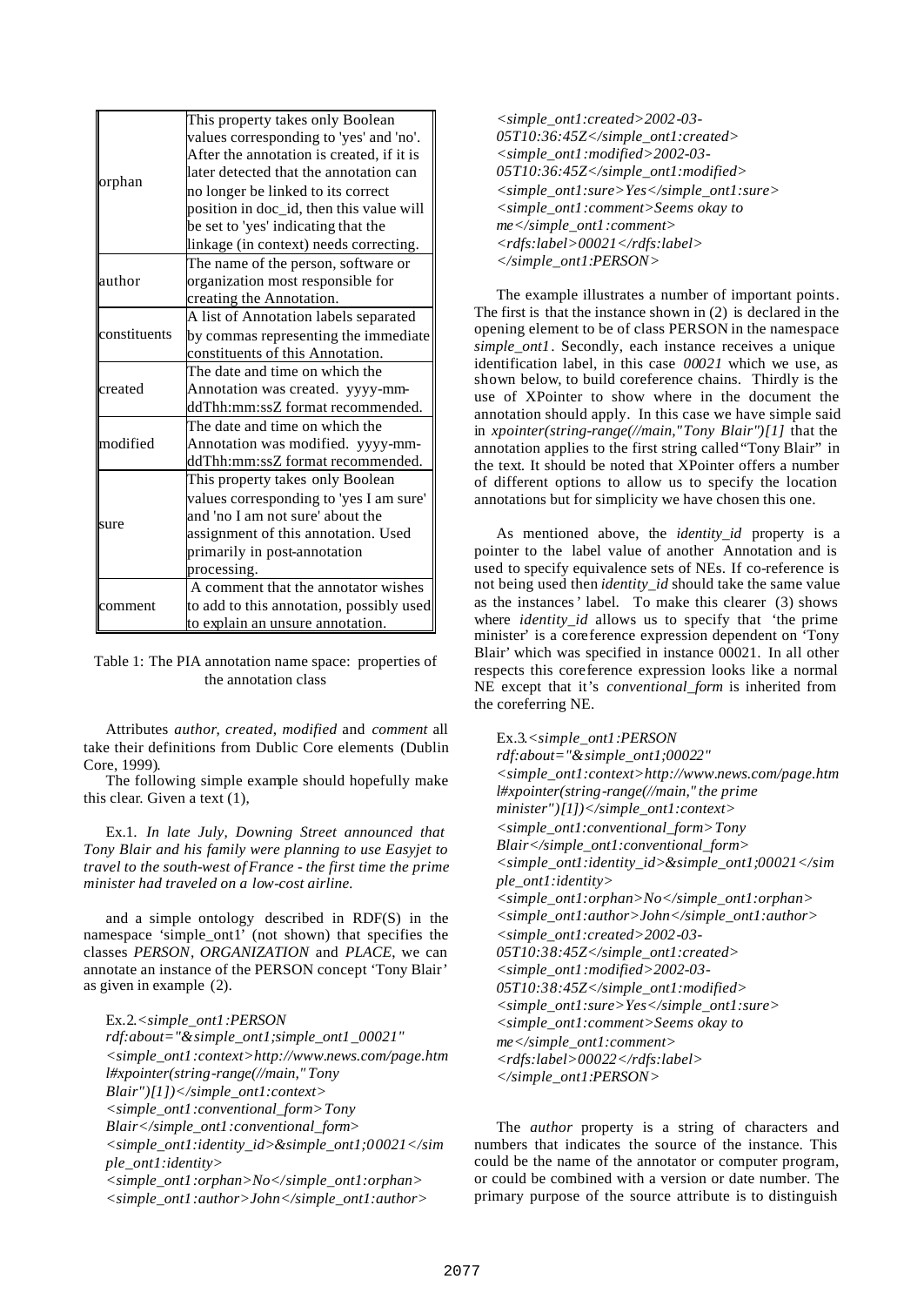| | |
|---|---|
| orphan | This property takes only Boolean values corresponding to 'yes' and 'no'. After the annotation is created, if it is later detected that the annotation can no longer be linked to its correct position in doc_id, then this value will be set to 'yes' indicating that the linkage (in context) needs correcting. |
| author | The name of the person, software or organization most responsible for creating the Annotation. |
| constituents | A list of Annotation labels separated by commas representing the immediate constituents of this Annotation. |
| created | The date and time on which the Annotation was created. yyyy-mm-ddThh:mm:ssZ format recommended. |
| modified | The date and time on which the Annotation was modified. yyyy-mm-ddThh:mm:ssZ format recommended. |
| sure | This property takes only Boolean values corresponding to 'yes I am sure' and 'no I am not sure' about the assignment of this annotation. Used primarily in post-annotation processing. |
| comment | A comment that the annotator wishes to add to this annotation, possibly used to explain an unsure annotation. |

Table 1: The PIA annotation name space: properties of the annotation class

Attributes *author*, *created*, *modified* and *comment* all take their definitions from Dublic Core elements (Dublin Core, 1999).

The following simple example should hopefully make this clear. Given a text (1),

Ex.1. *In late July, Downing Street announced that Tony Blair and his family were planning to use Easyjet to travel to the south-west of France - the first time the prime minister had traveled on a low-cost airline.*

and a simple ontology described in RDF(S) in the namespace 'simple_ont1' (not shown) that specifies the classes *PERSON*, *ORGANIZATION* and *PLACE*, we can annotate an instance of the PERSON concept 'Tony Blair' as given in example (2).

Ex.2.
```
<simple_ont1:PERSON
rdf:about="&simple_ont1;simple_ont1_00021"
<simple_ont1:context>http://www.news.com/page.html#xpointer(string-range(//main,"Tony Blair")[1])</simple_ont1:context>
<simple_ont1:conventional_form>Tony Blair</simple_ont1:conventional_form>
<simple_ont1:identity_id>&simple_ont1;00021</simple_ont1:identity>
<simple_ont1:orphan>No</simple_ont1:orphan>
<simple_ont1:author>John</simple_ont1:author>
<simple_ont1:created>2002-03-05T10:36:45Z</simple_ont1:created>
<simple_ont1:modified>2002-03-05T10:36:45Z</simple_ont1:modified>
<simple_ont1:sure>Yes</simple_ont1:sure>
<simple_ont1:comment>Seems okay to me</simple_ont1:comment>
<rdfs:label>00021</rdfs:label>
</simple_ont1:PERSON>
```

The example illustrates a number of important points. The first is that the instance shown in (2) is declared in the opening element to be of class PERSON in the namespace *simple_ont1*. Secondly, each instance receives a unique identification label, in this case *00021* which we use, as shown below, to build coreference chains. Thirdly is the use of XPointer to show where in the document the annotation should apply. In this case we have simple said in *xpointer(string-range(//main,"Tony Blair")[1]* that the annotation applies to the first string called "Tony Blair" in the text. It should be noted that XPointer offers a number of different options to allow us to specify the location annotations but for simplicity we have chosen this one.

As mentioned above, the *identity_id* property is a pointer to the label value of another Annotation and is used to specify equivalence sets of NEs. If co-reference is not being used then *identity_id* should take the same value as the instances' label. To make this clearer (3) shows where *identity_id* allows us to specify that 'the prime minister' is a coreference expression dependent on 'Tony Blair' which was specified in instance 00021. In all other respects this coreference expression looks like a normal NE except that it's *conventional_form* is inherited from the coreferring NE.

Ex.3.
```
<simple_ont1:PERSON
rdf:about="&simple_ont1;00022"
<simple_ont1:context>http://www.news.com/page.html#xpointer(string-range(//main,"the prime minister")[1])</simple_ont1:context>
<simple_ont1:conventional_form>Tony Blair</simple_ont1:conventional_form>
<simple_ont1:identity_id>&simple_ont1;00021</simple_ont1:identity>
<simple_ont1:orphan>No</simple_ont1:orphan>
<simple_ont1:author>John</simple_ont1:author>
<simple_ont1:created>2002-03-05T10:38:45Z</simple_ont1:created>
<simple_ont1:modified>2002-03-05T10:38:45Z</simple_ont1:modified>
<simple_ont1:sure>Yes</simple_ont1:sure>
<simple_ont1:comment>Seems okay to me</simple_ont1:comment>
<rdfs:label>00022</rdfs:label>
</simple_ont1:PERSON>
```

The *author* property is a string of characters and numbers that indicates the source of the instance. This could be the name of the annotator or computer program, or could be combined with a version or date number. The primary purpose of the source attribute is to distinguish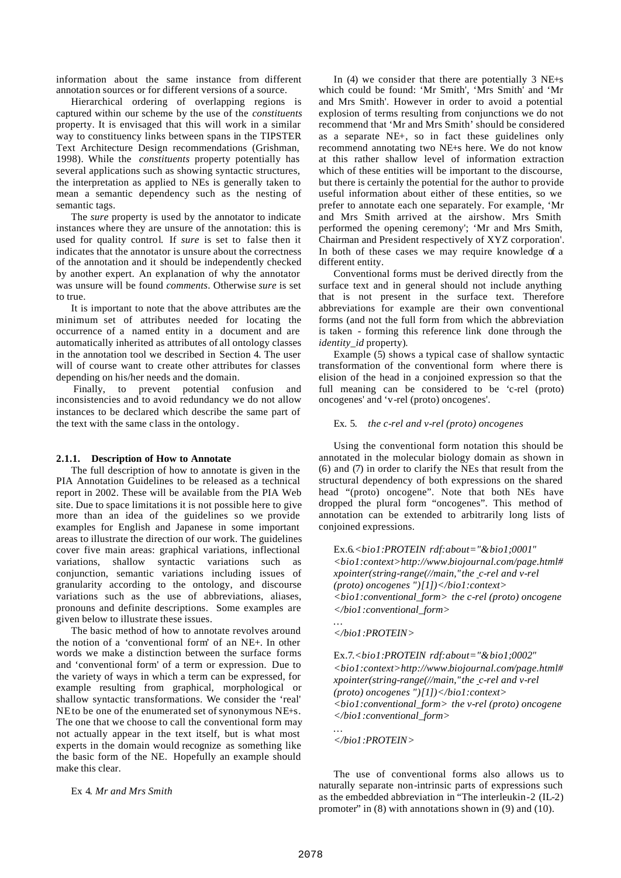information about the same instance from different annotation sources or for different versions of a source.

Hierarchical ordering of overlapping regions is captured within our scheme by the use of the *constituents* property. It is envisaged that this will work in a similar way to constituency links between spans in the TIPSTER Text Architecture Design recommendations (Grishman, 1998). While the *constituents* property potentially has several applications such as showing syntactic structures, the interpretation as applied to NEs is generally taken to mean a semantic dependency such as the nesting of semantic tags.

The *sure* property is used by the annotator to indicate instances where they are unsure of the annotation: this is used for quality control. If *sure* is set to false then it indicates that the annotator is unsure about the correctness of the annotation and it should be independently checked by another expert. An explanation of why the annotator was unsure will be found *comments*. Otherwise *sure* is set to true.

It is important to note that the above attributes are the minimum set of attributes needed for locating the occurrence of a named entity in a document and are automatically inherited as attributes of all ontology classes in the annotation tool we described in Section 4. The user will of course want to create other attributes for classes depending on his/her needs and the domain.

Finally, to prevent potential confusion and inconsistencies and to avoid redundancy we do not allow instances to be declared which describe the same part of the text with the same class in the ontology.

#### 2.1.1. Description of How to Annotate

The full description of how to annotate is given in the PIA Annotation Guidelines to be released as a technical report in 2002. These will be available from the PIA Web site. Due to space limitations it is not possible here to give more than an idea of the guidelines so we provide examples for English and Japanese in some important areas to illustrate the direction of our work. The guidelines cover five main areas: graphical variations, inflectional variations, shallow syntactic variations such as conjunction, semantic variations including issues of granularity according to the ontology, and discourse variations such as the use of abbreviations, aliases, pronouns and definite descriptions. Some examples are given below to illustrate these issues.

The basic method of how to annotate revolves around the notion of a 'conventional form' of an NE+. In other words we make a distinction between the surface forms and 'conventional form' of a term or expression. Due to the variety of ways in which a term can be expressed, for example resulting from graphical, morphological or shallow syntactic transformations. We consider the 'real' NE to be one of the enumerated set of synonymous NE+s. The one that we choose to call the conventional form may not actually appear in the text itself, but is what most experts in the domain would recognize as something like the basic form of the NE. Hopefully an example should make this clear.

Ex 4. *Mr and Mrs Smith*

In (4) we consider that there are potentially 3 NE+s which could be found: 'Mr Smith', 'Mrs Smith' and 'Mr and Mrs Smith'. However in order to avoid a potential explosion of terms resulting from conjunctions we do not recommend that 'Mr and Mrs Smith' should be considered as a separate NE+, so in fact these guidelines only recommend annotating two NE+s here. We do not know at this rather shallow level of information extraction which of these entities will be important to the discourse, but there is certainly the potential for the author to provide useful information about either of these entities, so we prefer to annotate each one separately. For example, 'Mr and Mrs Smith arrived at the airshow. Mrs Smith performed the opening ceremony'; 'Mr and Mrs Smith, Chairman and President respectively of XYZ corporation'. In both of these cases we may require knowledge of a different entity.

Conventional forms must be derived directly from the surface text and in general should not include anything that is not present in the surface text. Therefore abbreviations for example are their own conventional forms (and not the full form from which the abbreviation is taken - forming this reference link done through the *identity_id* property).

Example (5) shows a typical case of shallow syntactic transformation of the conventional form where there is elision of the head in a conjoined expression so that the full meaning can be considered to be 'c-rel (proto) oncogenes' and 'v-rel (proto) oncogenes'.

Ex. 5. *the c-rel and v-rel (proto) oncogenes*

Using the conventional form notation this should be annotated in the molecular biology domain as shown in (6) and (7) in order to clarify the NEs that result from the structural dependency of both expressions on the shared head "(proto) oncogene". Note that both NEs have dropped the plural form "oncogenes". This method of annotation can be extended to arbitrarily long lists of conjoined expressions.

Ex.6.
```
<bio1:PROTEIN rdf:about="&bio1;0001"
<bio1:context>http://www.biojournal.com/page.html#
xpointer(string-range(//main,"the c-rel and v-rel
(proto) oncogenes ")[1])</bio1:context>
<bio1:conventional_form> the c-rel (proto) oncogene
</bio1:conventional_form>
…
</bio1:PROTEIN>
```

Ex.7.
```
<bio1:PROTEIN rdf:about="&bio1;0002"
<bio1:context>http://www.biojournal.com/page.html#
xpointer(string-range(//main,"the c-rel and v-rel
(proto) oncogenes ")[1])</bio1:context>
<bio1:conventional_form> the v-rel (proto) oncogene
</bio1:conventional_form>
…
</bio1:PROTEIN>
```

The use of conventional forms also allows us to naturally separate non-intrinsic parts of expressions such as the embedded abbreviation in "The interleukin-2 (IL-2) promoter" in (8) with annotations shown in (9) and (10).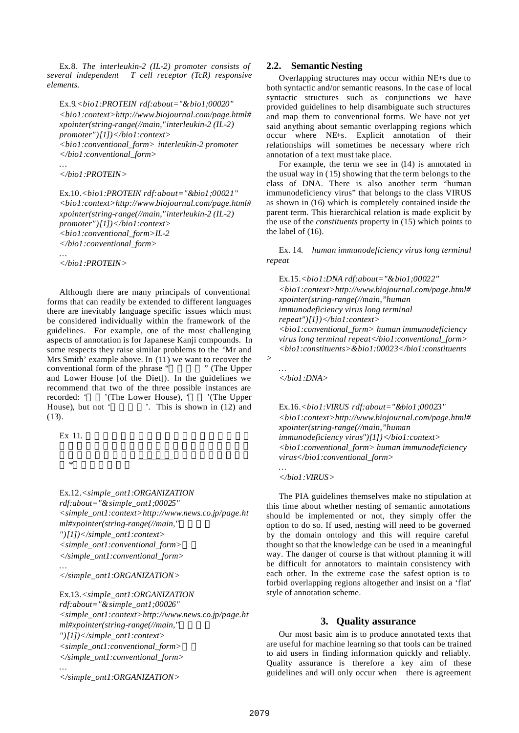Ex.8. *The interleukin-2 (IL-2) promoter consists of several independent T cell receptor (TcR) responsive elements.*

Ex.9.*<bio1:PROTEIN rdf:about="&bio1;00020"*
*<bio1:context>http://www.biojournal.com/page.html#xpointer(string-range(//main,"interleukin-2 (IL-2) promoter")[1])</bio1:context>*
*<bio1:conventional_form> interleukin-2 promoter </bio1:conventional_form>*
*…*
*</bio1:PROTEIN>*

Ex.10.*<bio1:PROTEIN rdf:about="&bio1;00021"*
*<bio1:context>http://www.biojournal.com/page.html#xpointer(string-range(//main,"interleukin-2 (IL-2) promoter")[1])</bio1:context>*
*<bio1:conventional_form>IL-2 </bio1:conventional_form>*
*…*
*</bio1:PROTEIN>*

Although there are many principals of conventional forms that can readily be extended to different languages there are inevitably language specific issues which must be considered individually within the framework of the guidelines. For example, one of the most challenging aspects of annotation is for Japanese Kanji compounds. In some respects they raise similar problems to the 'Mr and Mrs Smith' example above. In (11) we want to recover the conventional form of the phrase " " (The Upper and Lower House [of the Diet]). In the guidelines we recommend that two of the three possible instances are recorded: ' '(The Lower House), ' '(The Upper House), but not ' '. This is shown in (12) and (13).

Ex 11.

*

Ex.12.*<simple_ont1:ORGANIZATION rdf:about="&simple_ont1;00025"*
*<simple_ont1:context>http://www.news.co.jp/page.html#xpointer(string-range(//main,"*
*")[1])</simple_ont1:context>*
*<simple_ont1:conventional_form>*
*</simple_ont1:conventional_form>*
*…*
*</simple_ont1:ORGANIZATION>*

Ex.13.*<simple_ont1:ORGANIZATION rdf:about="&simple_ont1;00026"*
*<simple_ont1:context>http://www.news.co.jp/page.html#xpointer(string-range(//main,"*
*")[1])</simple_ont1:context>*
*<simple_ont1:conventional_form>*
*</simple_ont1:conventional_form>*
*…*
*</simple_ont1:ORGANIZATION>*

## 2.2. Semantic Nesting

Overlapping structures may occur within NE+s due to both syntactic and/or semantic reasons. In the case of local syntactic structures such as conjunctions we have provided guidelines to help disambiguate such structures and map them to conventional forms. We have not yet said anything about semantic overlapping regions which occur where NE+s. Explicit annotation of their relationships will sometimes be necessary where rich annotation of a text must take place.

For example, the term we see in (14) is annotated in the usual way in (15) showing that the term belongs to the class of DNA. There is also another term "human immunodeficiency virus" that belongs to the class VIRUS as shown in (16) which is completely contained inside the parent term. This hierarchical relation is made explicit by the use of the *constituents* property in (15) which points to the label of (16).

Ex. 14. *human immunodeficiency virus long terminal repeat*

Ex.15.*<bio1:DNA rdf:about="&bio1;00022"*
*<bio1:context>http://www.biojournal.com/page.html#xpointer(string-range(//main,"human immunodeficiency virus long terminal repeat")[1])</bio1:context>*
*<bio1:conventional_form> human immunodeficiency virus long terminal repeat</bio1:conventional_form>*
*<bio1:constituents>&bio1:00023</bio1:constituents>*
*…*
*</bio1:DNA>*

Ex.16.*<bio1:VIRUS rdf:about="&bio1;00023"*
*<bio1:context>http://www.biojournal.com/page.html#xpointer(string-range(//main,"human immunodeficiency virus")[1])</bio1:context>*
*<bio1:conventional_form> human immunodeficiency virus</bio1:conventional_form>*
*…*
*</bio1:VIRUS>*

The PIA guidelines themselves make no stipulation at this time about whether nesting of semantic annotations should be implemented or not, they simply offer the option to do so. If used, nesting will need to be governed by the domain ontology and this will require careful thought so that the knowledge can be used in a meaningful way. The danger of course is that without planning it will be difficult for annotators to maintain consistency with each other. In the extreme case the safest option is to forbid overlapping regions altogether and insist on a 'flat' style of annotation scheme.

# 3. Quality assurance

Our most basic aim is to produce annotated texts that are useful for machine learning so that tools can be trained to aid users in finding information quickly and reliably. Quality assurance is therefore a key aim of these guidelines and will only occur when there is agreement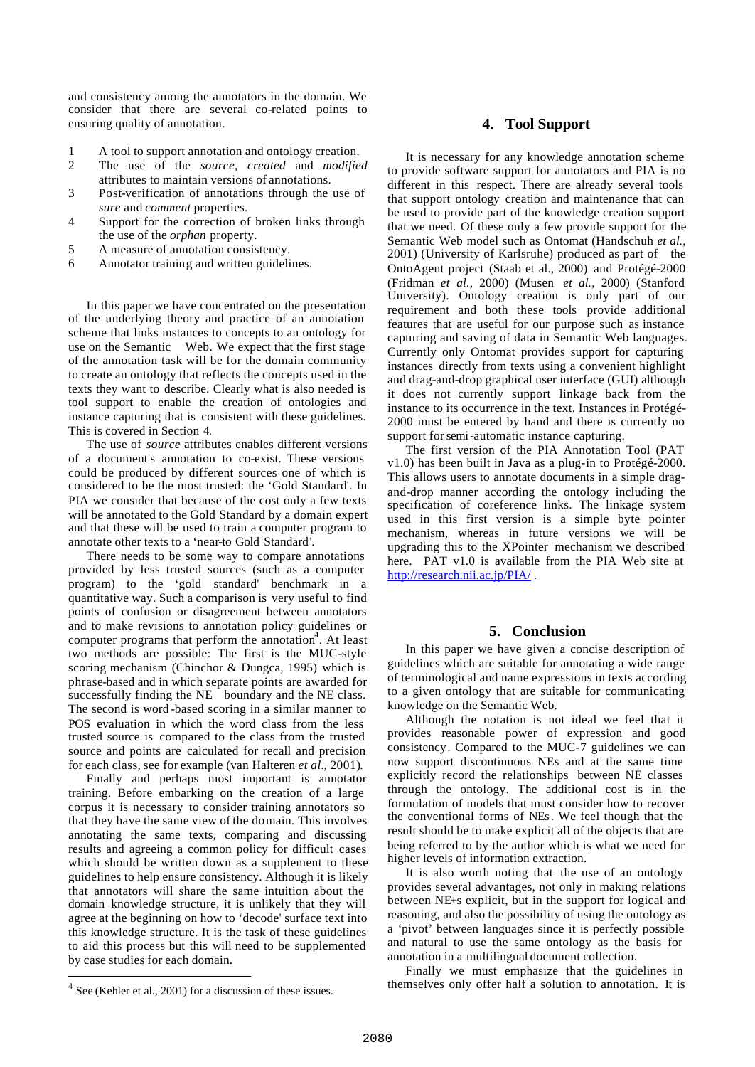and consistency among the annotators in the domain. We consider that there are several co-related points to ensuring quality of annotation.

1. A tool to support annotation and ontology creation.
2. The use of the *source*, *created* and *modified* attributes to maintain versions of annotations.
3. Post-verification of annotations through the use of *sure* and *comment* properties.
4. Support for the correction of broken links through the use of the *orphan* property.
5. A measure of annotation consistency.
6. Annotator training and written guidelines.

In this paper we have concentrated on the presentation of the underlying theory and practice of an annotation scheme that links instances to concepts to an ontology for use on the Semantic Web. We expect that the first stage of the annotation task will be for the domain community to create an ontology that reflects the concepts used in the texts they want to describe. Clearly what is also needed is tool support to enable the creation of ontologies and instance capturing that is consistent with these guidelines. This is covered in Section 4.

The use of *source* attributes enables different versions of a document's annotation to co-exist. These versions could be produced by different sources one of which is considered to be the most trusted: the 'Gold Standard'. In PIA we consider that because of the cost only a few texts will be annotated to the Gold Standard by a domain expert and that these will be used to train a computer program to annotate other texts to a 'near-to Gold Standard'.

There needs to be some way to compare annotations provided by less trusted sources (such as a computer program) to the 'gold standard' benchmark in a quantitative way. Such a comparison is very useful to find points of confusion or disagreement between annotators and to make revisions to annotation policy guidelines or computer programs that perform the annotation[4]. At least two methods are possible: The first is the MUC-style scoring mechanism (Chinchor & Dungca, 1995) which is phrase-based and in which separate points are awarded for successfully finding the NE boundary and the NE class. The second is word-based scoring in a similar manner to POS evaluation in which the word class from the less trusted source is compared to the class from the trusted source and points are calculated for recall and precision for each class, see for example (van Halteren *et al*., 2001).

Finally and perhaps most important is annotator training. Before embarking on the creation of a large corpus it is necessary to consider training annotators so that they have the same view of the domain. This involves annotating the same texts, comparing and discussing results and agreeing a common policy for difficult cases which should be written down as a supplement to these guidelines to help ensure consistency. Although it is likely that annotators will share the same intuition about the domain knowledge structure, it is unlikely that they will agree at the beginning on how to 'decode' surface text into this knowledge structure. It is the task of these guidelines to aid this process but this will need to be supplemented by case studies for each domain.

[4] See (Kehler et al., 2001) for a discussion of these issues.

## 4. Tool Support

It is necessary for any knowledge annotation scheme to provide software support for annotators and PIA is no different in this respect. There are already several tools that support ontology creation and maintenance that can be used to provide part of the knowledge creation support that we need. Of these only a few provide support for the Semantic Web model such as Ontomat (Handschuh *et al.*, 2001) (University of Karlsruhe) produced as part of the OntoAgent project (Staab et al., 2000) and Protégé-2000 (Fridman *et al.*, 2000) (Musen *et al.*, 2000) (Stanford University). Ontology creation is only part of our requirement and both these tools provide additional features that are useful for our purpose such as instance capturing and saving of data in Semantic Web languages. Currently only Ontomat provides support for capturing instances directly from texts using a convenient highlight and drag-and-drop graphical user interface (GUI) although it does not currently support linkage back from the instance to its occurrence in the text. Instances in Protégé-2000 must be entered by hand and there is currently no support for semi-automatic instance capturing.

The first version of the PIA Annotation Tool (PAT v1.0) has been built in Java as a plug-in to Protégé-2000. This allows users to annotate documents in a simple drag-and-drop manner according the ontology including the specification of coreference links. The linkage system used in this first version is a simple byte pointer mechanism, whereas in future versions we will be upgrading this to the XPointer mechanism we described here. PAT v1.0 is available from the PIA Web site at http://research.nii.ac.jp/PIA/ .

## 5. Conclusion

In this paper we have given a concise description of guidelines which are suitable for annotating a wide range of terminological and name expressions in texts according to a given ontology that are suitable for communicating knowledge on the Semantic Web.

Although the notation is not ideal we feel that it provides reasonable power of expression and good consistency. Compared to the MUC-7 guidelines we can now support discontinuous NEs and at the same time explicitly record the relationships between NE classes through the ontology. The additional cost is in the formulation of models that must consider how to recover the conventional forms of NEs. We feel though that the result should be to make explicit all of the objects that are being referred to by the author which is what we need for higher levels of information extraction.

It is also worth noting that the use of an ontology provides several advantages, not only in making relations between NEs explicit, but in the support for logical and reasoning, and also the possibility of using the ontology as a 'pivot' between languages since it is perfectly possible and natural to use the same ontology as the basis for annotation in a multilingual document collection.

Finally we must emphasize that the guidelines in themselves only offer half a solution to annotation. It is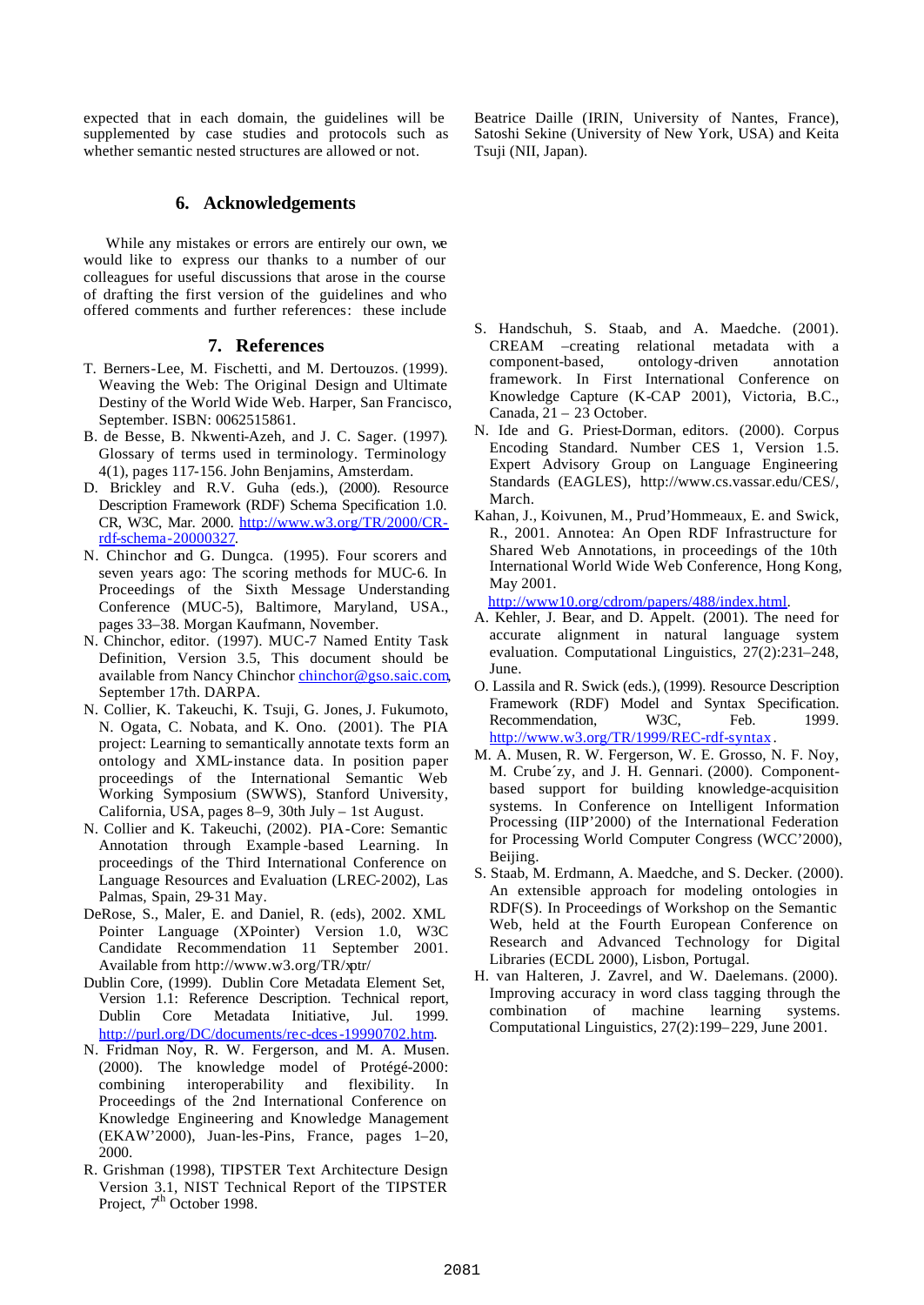expected that in each domain, the guidelines will be supplemented by case studies and protocols such as whether semantic nested structures are allowed or not.

## 6. Acknowledgements

While any mistakes or errors are entirely our own, we would like to express our thanks to a number of our colleagues for useful discussions that arose in the course of drafting the first version of the guidelines and who offered comments and further references: these include Beatrice Daille (IRIN, University of Nantes, France), Satoshi Sekine (University of New York, USA) and Keita Tsuji (NII, Japan).

## 7. References

T. Berners-Lee, M. Fischetti, and M. Dertouzos. (1999). Weaving the Web: The Original Design and Ultimate Destiny of the World Wide Web. Harper, San Francisco, September. ISBN: 0062515861.

B. de Besse, B. Nkwenti-Azeh, and J. C. Sager. (1997). Glossary of terms used in terminology. Terminology 4(1), pages 117-156. John Benjamins, Amsterdam.

D. Brickley and R.V. Guha (eds.), (2000). Resource Description Framework (RDF) Schema Specification 1.0. CR, W3C, Mar. 2000. http://www.w3.org/TR/2000/CR-rdf-schema-20000327.

N. Chinchor and G. Dungca. (1995). Four scorers and seven years ago: The scoring methods for MUC-6. In Proceedings of the Sixth Message Understanding Conference (MUC-5), Baltimore, Maryland, USA., pages 33–38. Morgan Kaufmann, November.

N. Chinchor, editor. (1997). MUC-7 Named Entity Task Definition, Version 3.5, This document should be available from Nancy Chinchor chinchor@gso.saic.com, September 17th. DARPA.

N. Collier, K. Takeuchi, K. Tsuji, G. Jones, J. Fukumoto, N. Ogata, C. Nobata, and K. Ono. (2001). The PIA project: Learning to semantically annotate texts form an ontology and XML-instance data. In position paper proceedings of the International Semantic Web Working Symposium (SWWS), Stanford University, California, USA, pages 8–9, 30th July – 1st August.

N. Collier and K. Takeuchi, (2002). PIA-Core: Semantic Annotation through Example-based Learning. In proceedings of the Third International Conference on Language Resources and Evaluation (LREC-2002), Las Palmas, Spain, 29-31 May.

DeRose, S., Maler, E. and Daniel, R. (eds), 2002. XML Pointer Language (XPointer) Version 1.0, W3C Candidate Recommendation 11 September 2001. Available from http://www.w3.org/TR/xptr/

Dublin Core, (1999). Dublin Core Metadata Element Set, Version 1.1: Reference Description. Technical report, Dublin Core Metadata Initiative, Jul. 1999. http://purl.org/DC/documents/rec-dces-19990702.htm.

N. Fridman Noy, R. W. Fergerson, and M. A. Musen. (2000). The knowledge model of Protégé-2000: combining interoperability and flexibility. In Proceedings of the 2nd International Conference on Knowledge Engineering and Knowledge Management (EKAW'2000), Juan-les-Pins, France, pages 1–20, 2000.

R. Grishman (1998), TIPSTER Text Architecture Design Version 3.1, NIST Technical Report of the TIPSTER Project, 7th October 1998.

S. Handschuh, S. Staab, and A. Maedche. (2001). CREAM –creating relational metadata with a component-based, ontology-driven annotation framework. In First International Conference on Knowledge Capture (K-CAP 2001), Victoria, B.C., Canada, 21 – 23 October.

N. Ide and G. Priest-Dorman, editors. (2000). Corpus Encoding Standard. Number CES 1, Version 1.5. Expert Advisory Group on Language Engineering Standards (EAGLES), http://www.cs.vassar.edu/CES/, March.

Kahan, J., Koivunen, M., Prud'Hommeaux, E. and Swick, R., 2001. Annotea: An Open RDF Infrastructure for Shared Web Annotations, in proceedings of the 10th International World Wide Web Conference, Hong Kong, May 2001. http://www10.org/cdrom/papers/488/index.html.

A. Kehler, J. Bear, and D. Appelt. (2001). The need for accurate alignment in natural language system evaluation. Computational Linguistics, 27(2):231–248, June.

O. Lassila and R. Swick (eds.), (1999). Resource Description Framework (RDF) Model and Syntax Specification. Recommendation, W3C, Feb. 1999. http://www.w3.org/TR/1999/REC-rdf-syntax.

M. A. Musen, R. W. Fergerson, W. E. Grosso, N. F. Noy, M. Crube´zy, and J. H. Gennari. (2000). Component-based support for building knowledge-acquisition systems. In Conference on Intelligent Information Processing (IIP'2000) of the International Federation for Processing World Computer Congress (WCC'2000), Beijing.

S. Staab, M. Erdmann, A. Maedche, and S. Decker. (2000). An extensible approach for modeling ontologies in RDF(S). In Proceedings of Workshop on the Semantic Web, held at the Fourth European Conference on Research and Advanced Technology for Digital Libraries (ECDL 2000), Lisbon, Portugal.

H. van Halteren, J. Zavrel, and W. Daelemans. (2000). Improving accuracy in word class tagging through the combination of machine learning systems. Computational Linguistics, 27(2):199–229, June 2001.